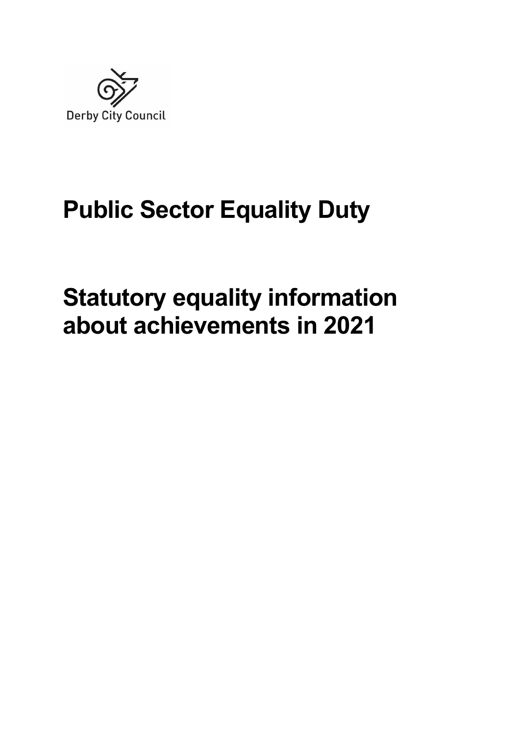Derby City Council

# Public Sector Equality Duty

# Statutory equality information about achievements in 2021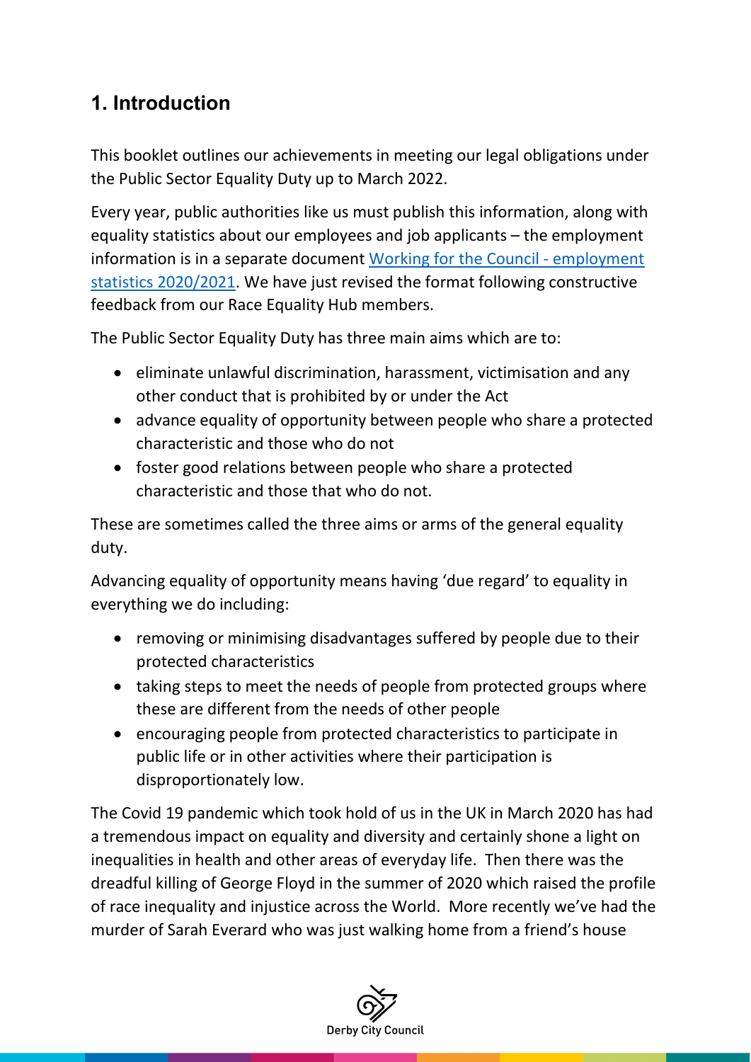## 1. Introduction

This booklet outlines our achievements in meeting our legal obligations under the Public Sector Equality Duty up to March 2022.

Every year, public authorities like us must publish this information, along with equality statistics about our employees and job applicants – the employment information is in a separate document [Working for the Council - employment statistics 2020/2021]. We have just revised the format following constructive feedback from our Race Equality Hub members.

The Public Sector Equality Duty has three main aims which are to:

- eliminate unlawful discrimination, harassment, victimisation and any other conduct that is prohibited by or under the Act
- advance equality of opportunity between people who share a protected characteristic and those who do not
- foster good relations between people who share a protected characteristic and those that who do not.

These are sometimes called the three aims or arms of the general equality duty.

Advancing equality of opportunity means having 'due regard' to equality in everything we do including:

- removing or minimising disadvantages suffered by people due to their protected characteristics
- taking steps to meet the needs of people from protected groups where these are different from the needs of other people
- encouraging people from protected characteristics to participate in public life or in other activities where their participation is disproportionately low.

The Covid 19 pandemic which took hold of us in the UK in March 2020 has had a tremendous impact on equality and diversity and certainly shone a light on inequalities in health and other areas of everyday life. Then there was the dreadful killing of George Floyd in the summer of 2020 which raised the profile of race inequality and injustice across the World. More recently we've had the murder of Sarah Everard who was just walking home from a friend's house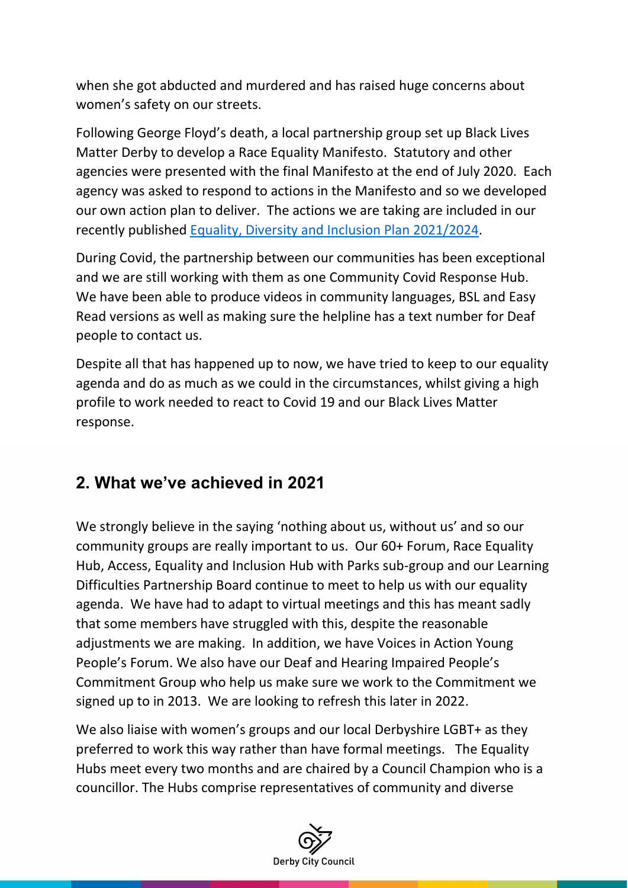when she got abducted and murdered and has raised huge concerns about women's safety on our streets.

Following George Floyd's death, a local partnership group set up Black Lives Matter Derby to develop a Race Equality Manifesto. Statutory and other agencies were presented with the final Manifesto at the end of July 2020. Each agency was asked to respond to actions in the Manifesto and so we developed our own action plan to deliver. The actions we are taking are included in our recently published Equality, Diversity and Inclusion Plan 2021/2024.

During Covid, the partnership between our communities has been exceptional and we are still working with them as one Community Covid Response Hub. We have been able to produce videos in community languages, BSL and Easy Read versions as well as making sure the helpline has a text number for Deaf people to contact us.

Despite all that has happened up to now, we have tried to keep to our equality agenda and do as much as we could in the circumstances, whilst giving a high profile to work needed to react to Covid 19 and our Black Lives Matter response.

## 2. What we've achieved in 2021

We strongly believe in the saying 'nothing about us, without us' and so our community groups are really important to us. Our 60+ Forum, Race Equality Hub, Access, Equality and Inclusion Hub with Parks sub-group and our Learning Difficulties Partnership Board continue to meet to help us with our equality agenda. We have had to adapt to virtual meetings and this has meant sadly that some members have struggled with this, despite the reasonable adjustments we are making. In addition, we have Voices in Action Young People's Forum. We also have our Deaf and Hearing Impaired People's Commitment Group who help us make sure we work to the Commitment we signed up to in 2013. We are looking to refresh this later in 2022.

We also liaise with women's groups and our local Derbyshire LGBT+ as they preferred to work this way rather than have formal meetings. The Equality Hubs meet every two months and are chaired by a Council Champion who is a councillor. The Hubs comprise representatives of community and diverse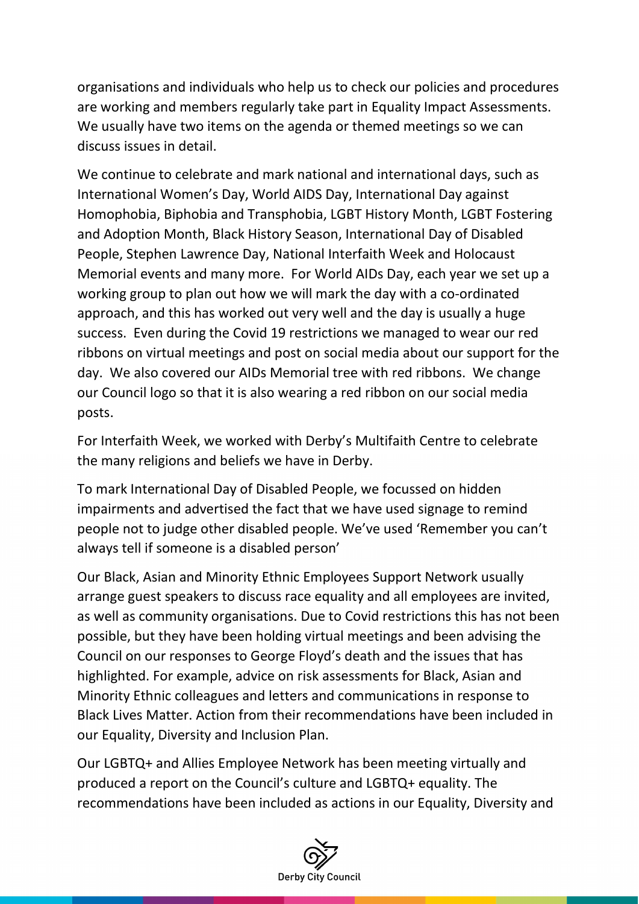organisations and individuals who help us to check our policies and procedures are working and members regularly take part in Equality Impact Assessments. We usually have two items on the agenda or themed meetings so we can discuss issues in detail.

We continue to celebrate and mark national and international days, such as International Women's Day, World AIDS Day, International Day against Homophobia, Biphobia and Transphobia, LGBT History Month, LGBT Fostering and Adoption Month, Black History Season, International Day of Disabled People, Stephen Lawrence Day, National Interfaith Week and Holocaust Memorial events and many more. For World AIDs Day, each year we set up a working group to plan out how we will mark the day with a co-ordinated approach, and this has worked out very well and the day is usually a huge success. Even during the Covid 19 restrictions we managed to wear our red ribbons on virtual meetings and post on social media about our support for the day. We also covered our AIDs Memorial tree with red ribbons. We change our Council logo so that it is also wearing a red ribbon on our social media posts.

For Interfaith Week, we worked with Derby's Multifaith Centre to celebrate the many religions and beliefs we have in Derby.

To mark International Day of Disabled People, we focussed on hidden impairments and advertised the fact that we have used signage to remind people not to judge other disabled people. We've used 'Remember you can't always tell if someone is a disabled person'

Our Black, Asian and Minority Ethnic Employees Support Network usually arrange guest speakers to discuss race equality and all employees are invited, as well as community organisations. Due to Covid restrictions this has not been possible, but they have been holding virtual meetings and been advising the Council on our responses to George Floyd's death and the issues that has highlighted. For example, advice on risk assessments for Black, Asian and Minority Ethnic colleagues and letters and communications in response to Black Lives Matter. Action from their recommendations have been included in our Equality, Diversity and Inclusion Plan.

Our LGBTQ+ and Allies Employee Network has been meeting virtually and produced a report on the Council's culture and LGBTQ+ equality. The recommendations have been included as actions in our Equality, Diversity and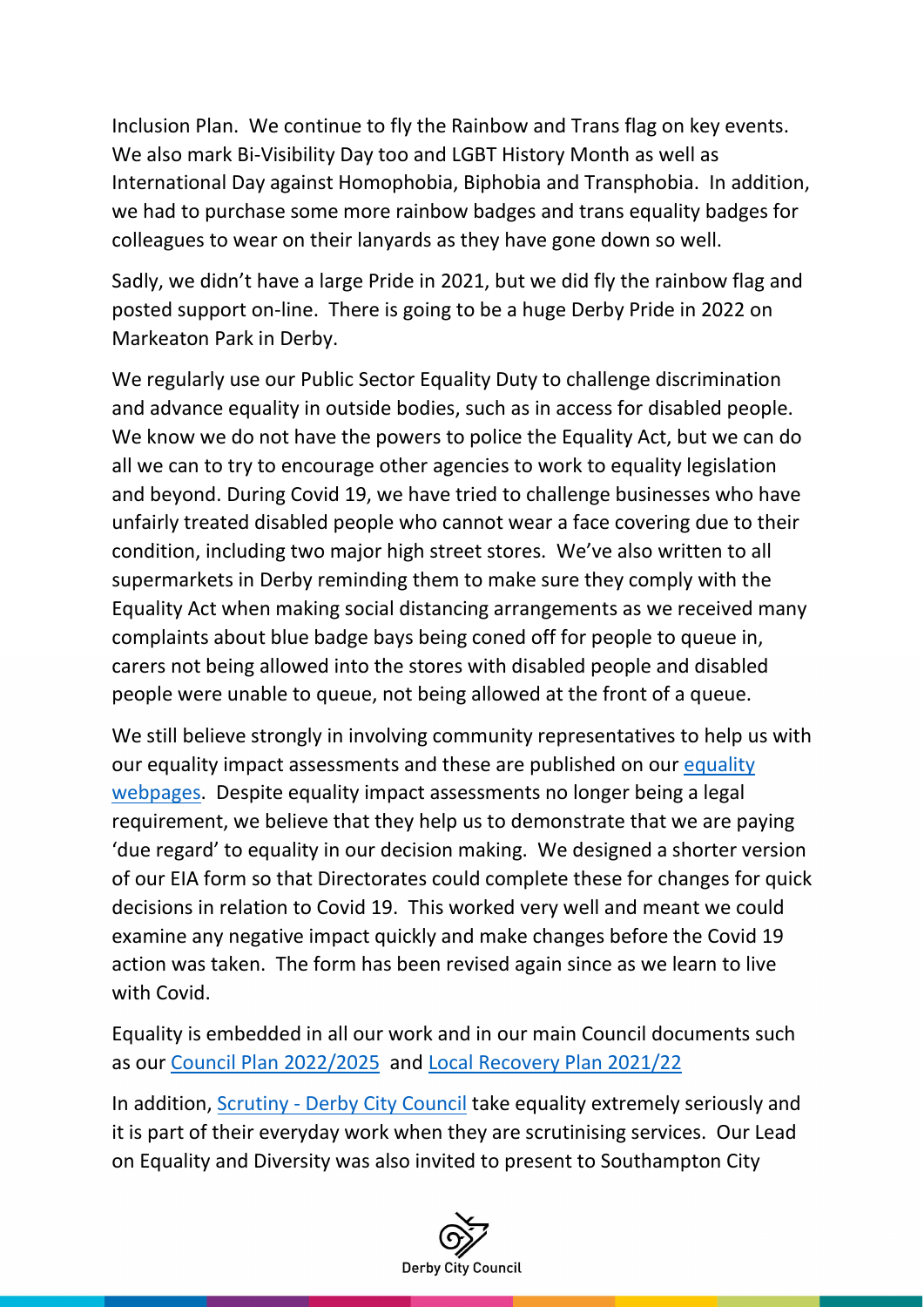Inclusion Plan. We continue to fly the Rainbow and Trans flag on key events. We also mark Bi-Visibility Day too and LGBT History Month as well as International Day against Homophobia, Biphobia and Transphobia. In addition, we had to purchase some more rainbow badges and trans equality badges for colleagues to wear on their lanyards as they have gone down so well.

Sadly, we didn't have a large Pride in 2021, but we did fly the rainbow flag and posted support on-line. There is going to be a huge Derby Pride in 2022 on Markeaton Park in Derby.

We regularly use our Public Sector Equality Duty to challenge discrimination and advance equality in outside bodies, such as in access for disabled people. We know we do not have the powers to police the Equality Act, but we can do all we can to try to encourage other agencies to work to equality legislation and beyond. During Covid 19, we have tried to challenge businesses who have unfairly treated disabled people who cannot wear a face covering due to their condition, including two major high street stores. We've also written to all supermarkets in Derby reminding them to make sure they comply with the Equality Act when making social distancing arrangements as we received many complaints about blue badge bays being coned off for people to queue in, carers not being allowed into the stores with disabled people and disabled people were unable to queue, not being allowed at the front of a queue.

We still believe strongly in involving community representatives to help us with our equality impact assessments and these are published on our equality webpages. Despite equality impact assessments no longer being a legal requirement, we believe that they help us to demonstrate that we are paying 'due regard' to equality in our decision making. We designed a shorter version of our EIA form so that Directorates could complete these for changes for quick decisions in relation to Covid 19. This worked very well and meant we could examine any negative impact quickly and make changes before the Covid 19 action was taken. The form has been revised again since as we learn to live with Covid.

Equality is embedded in all our work and in our main Council documents such as our Council Plan 2022/2025 and Local Recovery Plan 2021/22

In addition, Scrutiny - Derby City Council take equality extremely seriously and it is part of their everyday work when they are scrutinising services. Our Lead on Equality and Diversity was also invited to present to Southampton City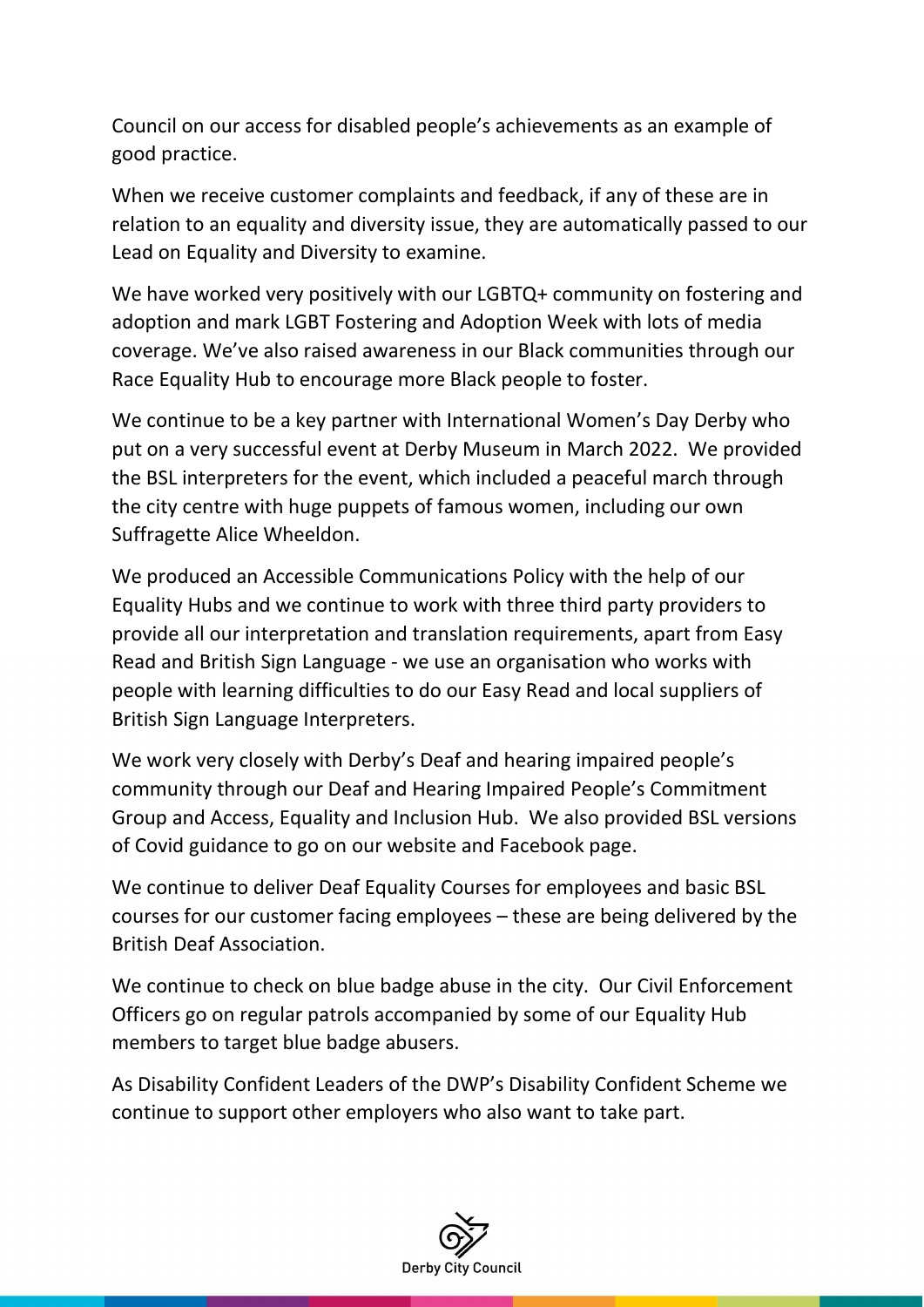Council on our access for disabled people's achievements as an example of good practice.

When we receive customer complaints and feedback, if any of these are in relation to an equality and diversity issue, they are automatically passed to our Lead on Equality and Diversity to examine.

We have worked very positively with our LGBTQ+ community on fostering and adoption and mark LGBT Fostering and Adoption Week with lots of media coverage. We've also raised awareness in our Black communities through our Race Equality Hub to encourage more Black people to foster.

We continue to be a key partner with International Women's Day Derby who put on a very successful event at Derby Museum in March 2022. We provided the BSL interpreters for the event, which included a peaceful march through the city centre with huge puppets of famous women, including our own Suffragette Alice Wheeldon.

We produced an Accessible Communications Policy with the help of our Equality Hubs and we continue to work with three third party providers to provide all our interpretation and translation requirements, apart from Easy Read and British Sign Language - we use an organisation who works with people with learning difficulties to do our Easy Read and local suppliers of British Sign Language Interpreters.

We work very closely with Derby's Deaf and hearing impaired people's community through our Deaf and Hearing Impaired People's Commitment Group and Access, Equality and Inclusion Hub. We also provided BSL versions of Covid guidance to go on our website and Facebook page.

We continue to deliver Deaf Equality Courses for employees and basic BSL courses for our customer facing employees – these are being delivered by the British Deaf Association.

We continue to check on blue badge abuse in the city. Our Civil Enforcement Officers go on regular patrols accompanied by some of our Equality Hub members to target blue badge abusers.

As Disability Confident Leaders of the DWP's Disability Confident Scheme we continue to support other employers who also want to take part.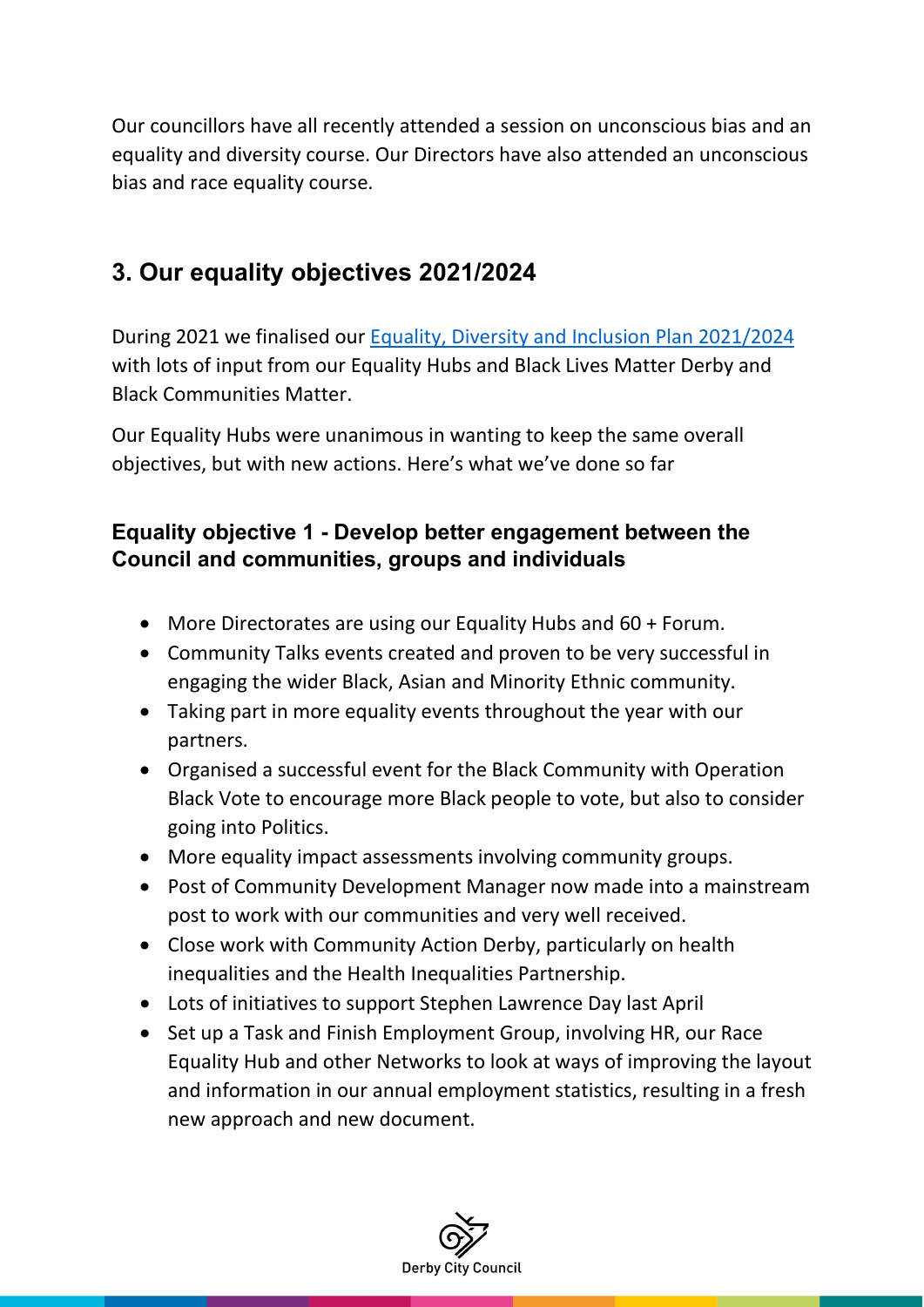Our councillors have all recently attended a session on unconscious bias and an equality and diversity course. Our Directors have also attended an unconscious bias and race equality course.

## 3. Our equality objectives 2021/2024

During 2021 we finalised our [Equality, Diversity and Inclusion Plan 2021/2024](Equality, Diversity and Inclusion Plan 2021/2024) with lots of input from our Equality Hubs and Black Lives Matter Derby and Black Communities Matter.

Our Equality Hubs were unanimous in wanting to keep the same overall objectives, but with new actions. Here's what we've done so far

### Equality objective 1 - Develop better engagement between the Council and communities, groups and individuals

- More Directorates are using our Equality Hubs and 60 + Forum.
- Community Talks events created and proven to be very successful in engaging the wider Black, Asian and Minority Ethnic community.
- Taking part in more equality events throughout the year with our partners.
- Organised a successful event for the Black Community with Operation Black Vote to encourage more Black people to vote, but also to consider going into Politics.
- More equality impact assessments involving community groups.
- Post of Community Development Manager now made into a mainstream post to work with our communities and very well received.
- Close work with Community Action Derby, particularly on health inequalities and the Health Inequalities Partnership.
- Lots of initiatives to support Stephen Lawrence Day last April
- Set up a Task and Finish Employment Group, involving HR, our Race Equality Hub and other Networks to look at ways of improving the layout and information in our annual employment statistics, resulting in a fresh new approach and new document.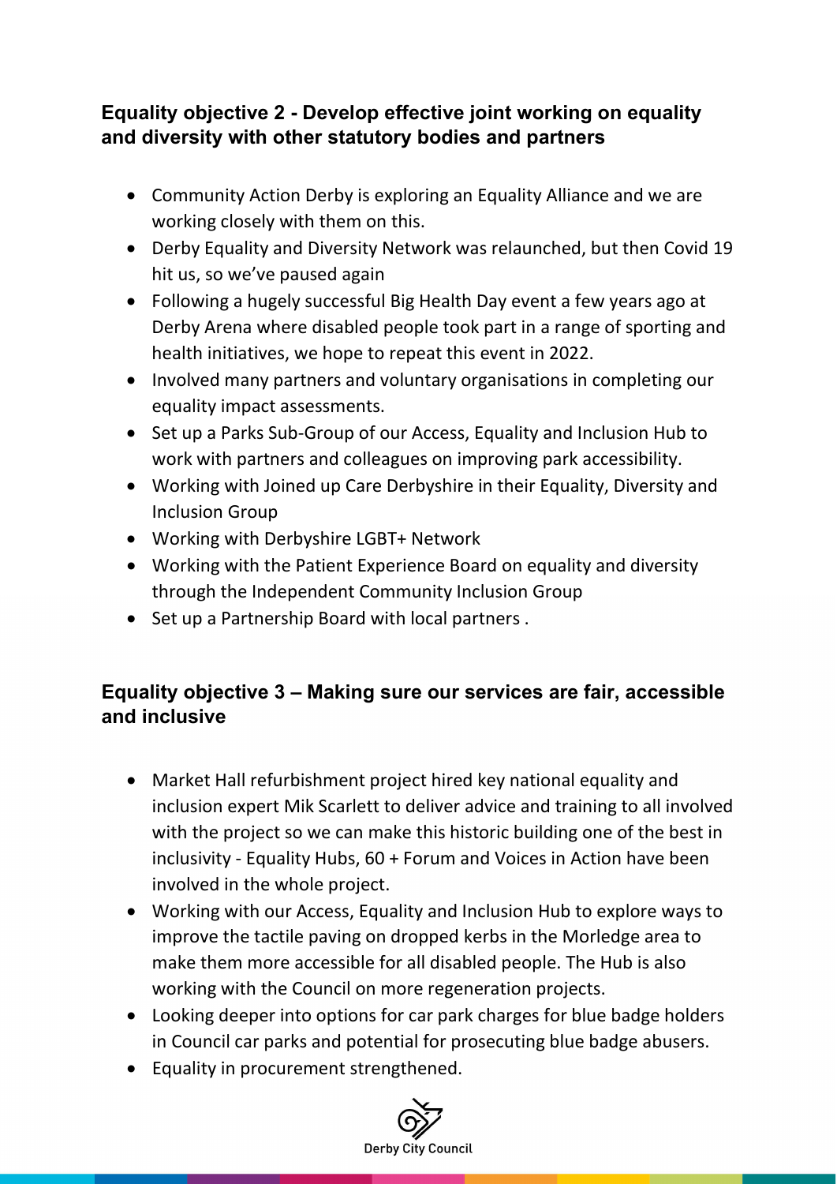## Equality objective 2 - Develop effective joint working on equality and diversity with other statutory bodies and partners

- Community Action Derby is exploring an Equality Alliance and we are working closely with them on this.
- Derby Equality and Diversity Network was relaunched, but then Covid 19 hit us, so we've paused again
- Following a hugely successful Big Health Day event a few years ago at Derby Arena where disabled people took part in a range of sporting and health initiatives, we hope to repeat this event in 2022.
- Involved many partners and voluntary organisations in completing our equality impact assessments.
- Set up a Parks Sub-Group of our Access, Equality and Inclusion Hub to work with partners and colleagues on improving park accessibility.
- Working with Joined up Care Derbyshire in their Equality, Diversity and Inclusion Group
- Working with Derbyshire LGBT+ Network
- Working with the Patient Experience Board on equality and diversity through the Independent Community Inclusion Group
- Set up a Partnership Board with local partners .

## Equality objective 3 – Making sure our services are fair, accessible and inclusive

- Market Hall refurbishment project hired key national equality and inclusion expert Mik Scarlett to deliver advice and training to all involved with the project so we can make this historic building one of the best in inclusivity - Equality Hubs, 60 + Forum and Voices in Action have been involved in the whole project.
- Working with our Access, Equality and Inclusion Hub to explore ways to improve the tactile paving on dropped kerbs in the Morledge area to make them more accessible for all disabled people. The Hub is also working with the Council on more regeneration projects.
- Looking deeper into options for car park charges for blue badge holders in Council car parks and potential for prosecuting blue badge abusers.
- Equality in procurement strengthened.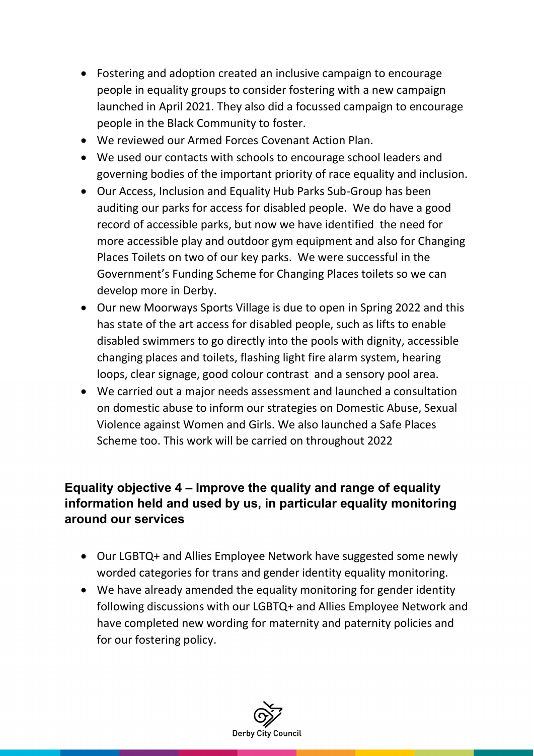- Fostering and adoption created an inclusive campaign to encourage people in equality groups to consider fostering with a new campaign launched in April 2021. They also did a focussed campaign to encourage people in the Black Community to foster.
- We reviewed our Armed Forces Covenant Action Plan.
- We used our contacts with schools to encourage school leaders and governing bodies of the important priority of race equality and inclusion.
- Our Access, Inclusion and Equality Hub Parks Sub-Group has been auditing our parks for access for disabled people. We do have a good record of accessible parks, but now we have identified the need for more accessible play and outdoor gym equipment and also for Changing Places Toilets on two of our key parks. We were successful in the Government's Funding Scheme for Changing Places toilets so we can develop more in Derby.
- Our new Moorways Sports Village is due to open in Spring 2022 and this has state of the art access for disabled people, such as lifts to enable disabled swimmers to go directly into the pools with dignity, accessible changing places and toilets, flashing light fire alarm system, hearing loops, clear signage, good colour contrast and a sensory pool area.
- We carried out a major needs assessment and launched a consultation on domestic abuse to inform our strategies on Domestic Abuse, Sexual Violence against Women and Girls. We also launched a Safe Places Scheme too. This work will be carried on throughout 2022

## Equality objective 4 – Improve the quality and range of equality information held and used by us, in particular equality monitoring around our services

- Our LGBTQ+ and Allies Employee Network have suggested some newly worded categories for trans and gender identity equality monitoring.
- We have already amended the equality monitoring for gender identity following discussions with our LGBTQ+ and Allies Employee Network and have completed new wording for maternity and paternity policies and for our fostering policy.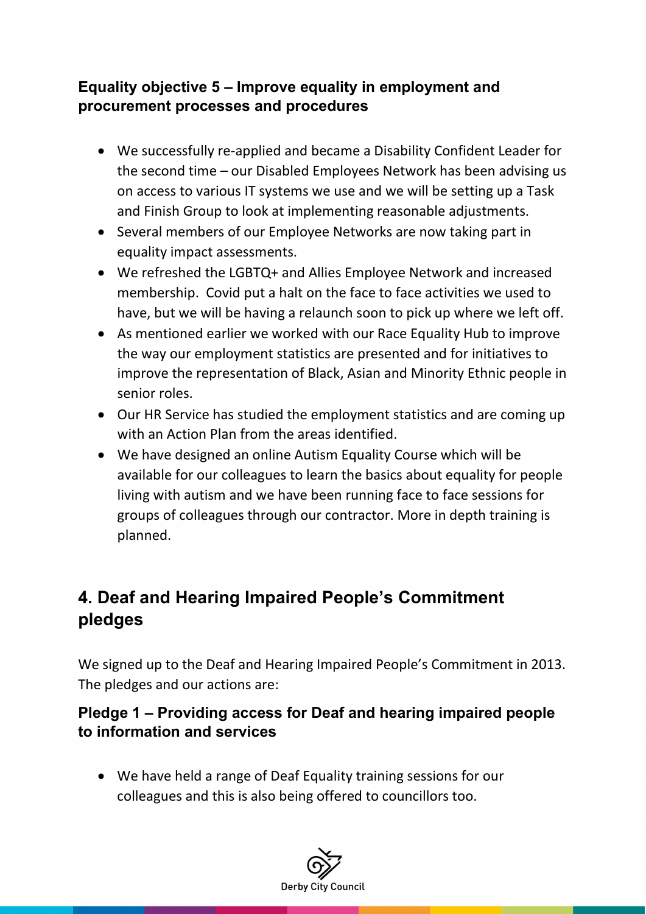### Equality objective 5 – Improve equality in employment and procurement processes and procedures

- We successfully re-applied and became a Disability Confident Leader for the second time – our Disabled Employees Network has been advising us on access to various IT systems we use and we will be setting up a Task and Finish Group to look at implementing reasonable adjustments.
- Several members of our Employee Networks are now taking part in equality impact assessments.
- We refreshed the LGBTQ+ and Allies Employee Network and increased membership. Covid put a halt on the face to face activities we used to have, but we will be having a relaunch soon to pick up where we left off.
- As mentioned earlier we worked with our Race Equality Hub to improve the way our employment statistics are presented and for initiatives to improve the representation of Black, Asian and Minority Ethnic people in senior roles.
- Our HR Service has studied the employment statistics and are coming up with an Action Plan from the areas identified.
- We have designed an online Autism Equality Course which will be available for our colleagues to learn the basics about equality for people living with autism and we have been running face to face sessions for groups of colleagues through our contractor. More in depth training is planned.

## 4. Deaf and Hearing Impaired People's Commitment pledges

We signed up to the Deaf and Hearing Impaired People's Commitment in 2013. The pledges and our actions are:

### Pledge 1 – Providing access for Deaf and hearing impaired people to information and services

- We have held a range of Deaf Equality training sessions for our colleagues and this is also being offered to councillors too.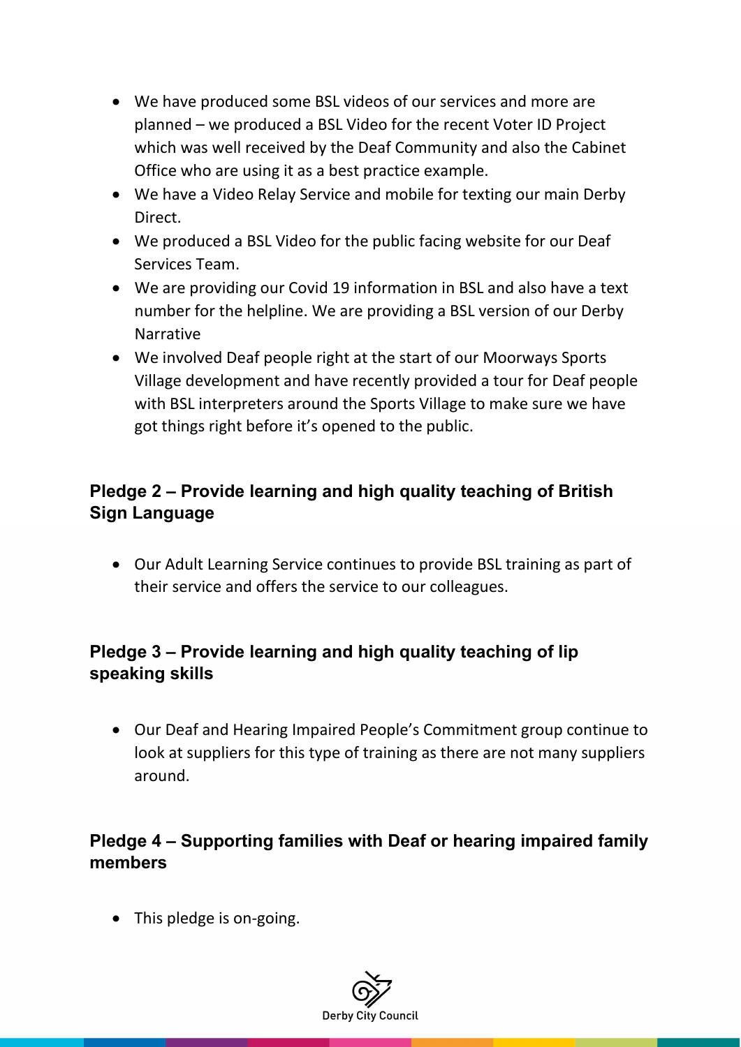- We have produced some BSL videos of our services and more are planned – we produced a BSL Video for the recent Voter ID Project which was well received by the Deaf Community and also the Cabinet Office who are using it as a best practice example.
- We have a Video Relay Service and mobile for texting our main Derby Direct.
- We produced a BSL Video for the public facing website for our Deaf Services Team.
- We are providing our Covid 19 information in BSL and also have a text number for the helpline. We are providing a BSL version of our Derby Narrative
- We involved Deaf people right at the start of our Moorways Sports Village development and have recently provided a tour for Deaf people with BSL interpreters around the Sports Village to make sure we have got things right before it's opened to the public.

## Pledge 2 – Provide learning and high quality teaching of British Sign Language

- Our Adult Learning Service continues to provide BSL training as part of their service and offers the service to our colleagues.

## Pledge 3 – Provide learning and high quality teaching of lip speaking skills

- Our Deaf and Hearing Impaired People's Commitment group continue to look at suppliers for this type of training as there are not many suppliers around.

## Pledge 4 – Supporting families with Deaf or hearing impaired family members

- This pledge is on-going.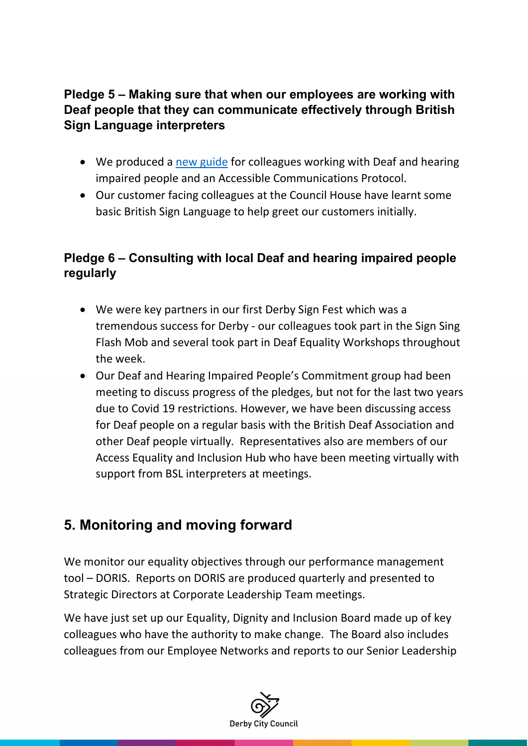**Pledge 5 – Making sure that when our employees are working with Deaf people that they can communicate effectively through British Sign Language interpreters**

- We produced a new guide for colleagues working with Deaf and hearing impaired people and an Accessible Communications Protocol.
- Our customer facing colleagues at the Council House have learnt some basic British Sign Language to help greet our customers initially.

**Pledge 6 – Consulting with local Deaf and hearing impaired people regularly**

- We were key partners in our first Derby Sign Fest which was a tremendous success for Derby - our colleagues took part in the Sign Sing Flash Mob and several took part in Deaf Equality Workshops throughout the week.
- Our Deaf and Hearing Impaired People's Commitment group had been meeting to discuss progress of the pledges, but not for the last two years due to Covid 19 restrictions. However, we have been discussing access for Deaf people on a regular basis with the British Deaf Association and other Deaf people virtually. Representatives also are members of our Access Equality and Inclusion Hub who have been meeting virtually with support from BSL interpreters at meetings.

## 5. Monitoring and moving forward

We monitor our equality objectives through our performance management tool – DORIS. Reports on DORIS are produced quarterly and presented to Strategic Directors at Corporate Leadership Team meetings.

We have just set up our Equality, Dignity and Inclusion Board made up of key colleagues who have the authority to make change. The Board also includes colleagues from our Employee Networks and reports to our Senior Leadership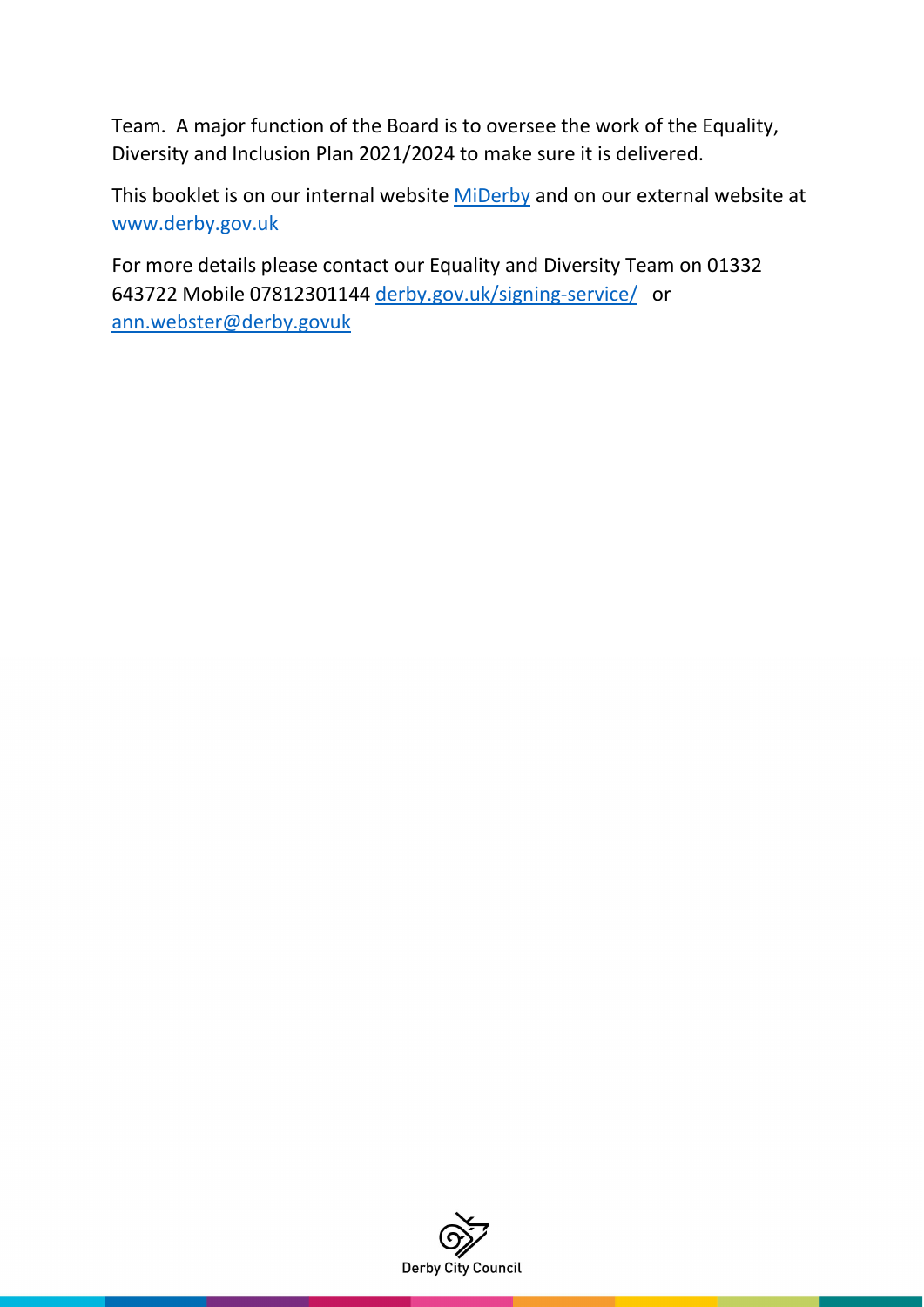Team. A major function of the Board is to oversee the work of the Equality, Diversity and Inclusion Plan 2021/2024 to make sure it is delivered.

This booklet is on our internal website [MiDerby](MiDerby) and on our external website at [www.derby.gov.uk](www.derby.gov.uk)

For more details please contact our Equality and Diversity Team on 01332 643722 Mobile 07812301144 [derby.gov.uk/signing-service/](derby.gov.uk/signing-service/) or [ann.webster@derby.govuk](ann.webster@derby.govuk)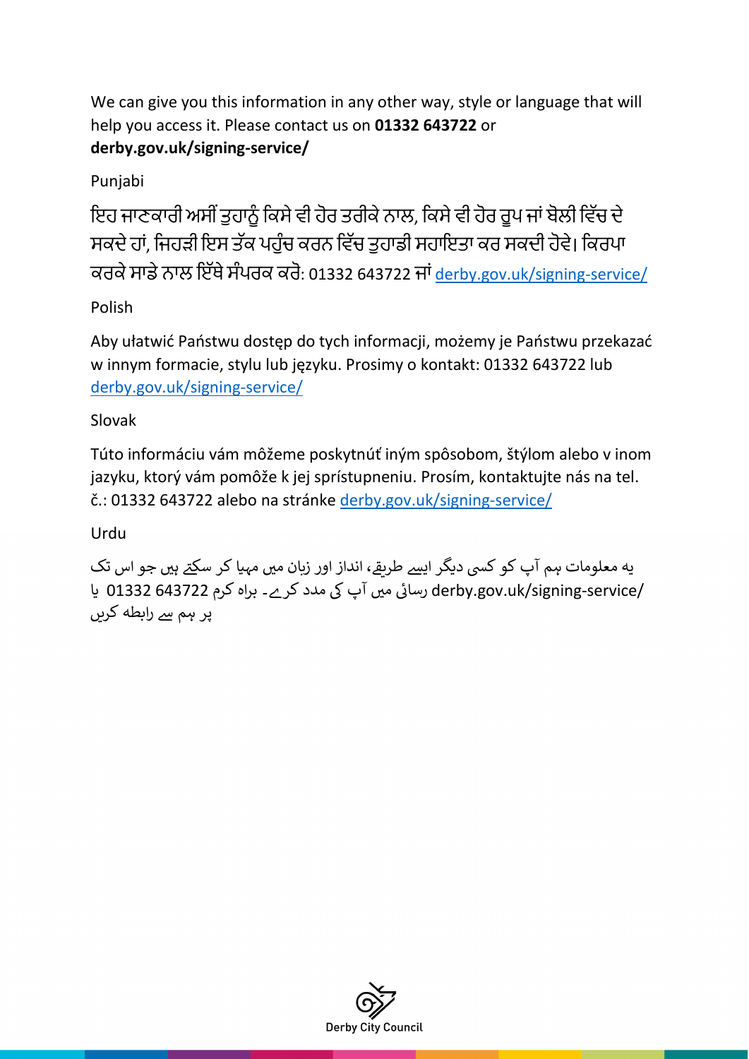We can give you this information in any other way, style or language that will help you access it. Please contact us on **01332 643722** or **derby.gov.uk/signing-service/**

Punjabi

ਇਹ ਜਾਣਕਾਰੀ ਅਸੀਂ ਤੁਹਾਨੂੰ ਕਿਸੇ ਵੀ ਹੋਰ ਤਰੀਕੇ ਨਾਲ, ਕਿਸੇ ਵੀ ਹੋਰ ਰੂਪ ਜਾਂ ਬੋਲੀ ਵਿੱਚ ਦੇ ਸਕਦੇ ਹਾਂ, ਜਿਹੜੀ ਇਸ ਤੱਕ ਪਹੁੰਚ ਕਰਨ ਵਿੱਚ ਤੁਹਾਡੀ ਸਹਾਇਤਾ ਕਰ ਸਕਦੀ ਹੋਵੇ। ਕਿਰਪਾ ਕਰਕੇ ਸਾਡੇ ਨਾਲ ਇੱਥੇ ਸੰਪਰਕ ਕਰੋ: 01332 643722 ਜਾਂ derby.gov.uk/signing-service/

Polish

Aby ułatwić Państwu dostęp do tych informacji, możemy je Państwu przekazać w innym formacie, stylu lub języku. Prosimy o kontakt: 01332 643722 lub derby.gov.uk/signing-service/

Slovak

Túto informáciu vám môžeme poskytnúť iným spôsobom, štýlom alebo v inom jazyku, ktorý vám pomôže k jej sprístupneniu. Prosím, kontaktujte nás na tel. č.: 01332 643722 alebo na stránke derby.gov.uk/signing-service/

Urdu

یہ معلومات ہم آپ کو کسی دیگر ایسے طریقے، انداز اور زبان میں مہیا کر سکتے ہیں جو اس تک رسائی میں آپ کی مدد کرے۔ براہ کرم 01332 643722 یا derby.gov.uk/signing-service/ پر ہم سے رابطہ کریں

Derby City Council